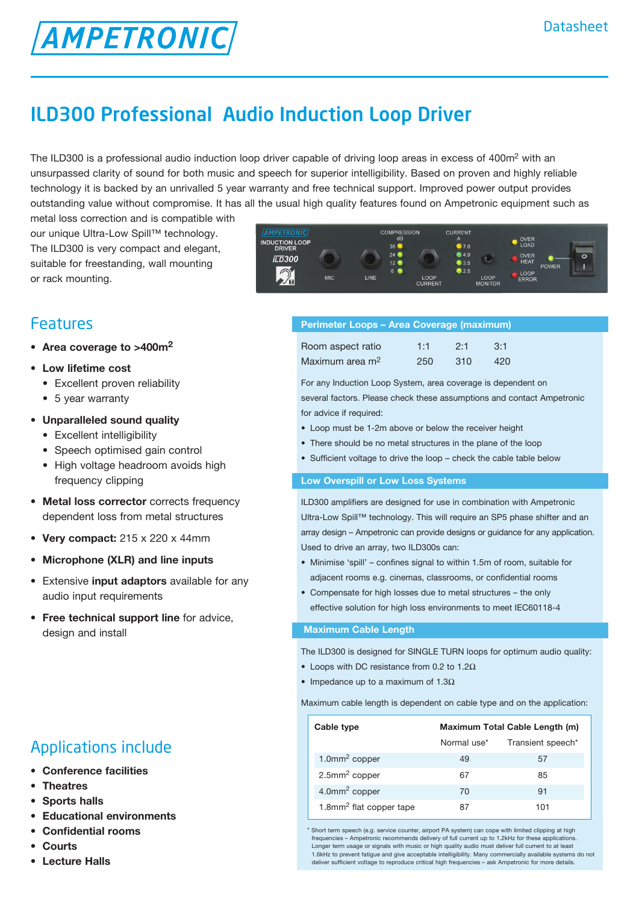# AMPETRONIC

Datasheet

# ILD300 Professional Audio Induction Loop Driver

The ILD300 is a professional audio induction loop driver capable of driving loop areas in excess of 400m² with an unsurpassed clarity of sound for both music and speech for superior intelligibility. Based on proven and highly reliable technology it is backed by an unrivalled 5 year warranty and free technical support. Improved power output provides outstanding value without compromise. It has all the usual high quality features found on Ampetronic equipment such as metal loss correction and is compatible with our unique Ultra-Low Spill™ technology. The ILD300 is very compact and elegant, suitable for freestanding, wall mounting or rack mounting.

## Features

- **Area coverage to >400m²**
- **Low lifetime cost**
  - Excellent proven reliability
  - 5 year warranty
- **Unparalleled sound quality**
  - Excellent intelligibility
  - Speech optimised gain control
  - High voltage headroom avoids high frequency clipping
- **Metal loss corrector** corrects frequency dependent loss from metal structures
- **Very compact:** 215 x 220 x 44mm
- **Microphone (XLR) and line inputs**
- Extensive **input adaptors** available for any audio input requirements
- **Free technical support line** for advice, design and install

## Applications include

- **Conference facilities**
- **Theatres**
- **Sports halls**
- **Educational environments**
- **Confidential rooms**
- **Courts**
- **Lecture Halls**

## Perimeter Loops – Area Coverage (maximum)

| Room aspect ratio | 1:1 | 2:1 | 3:1 |
|---|---|---|---|
| Maximum area m² | 250 | 310 | 420 |

For any Induction Loop System, area coverage is dependent on several factors. Please check these assumptions and contact Ampetronic for advice if required:

- Loop must be 1-2m above or below the receiver height
- There should be no metal structures in the plane of the loop
- Sufficient voltage to drive the loop – check the cable table below

## Low Overspill or Low Loss Systems

ILD300 amplifiers are designed for use in combination with Ampetronic Ultra-Low Spill™ technology. This will require an SP5 phase shifter and an array design – Ampetronic can provide designs or guidance for any application. Used to drive an array, two ILD300s can:

- Minimise 'spill' – confines signal to within 1.5m of room, suitable for adjacent rooms e.g. cinemas, classrooms, or confidential rooms
- Compensate for high losses due to metal structures – the only effective solution for high loss environments to meet IEC60118-4

## Maximum Cable Length

The ILD300 is designed for SINGLE TURN loops for optimum audio quality:

- Loops with DC resistance from 0.2 to 1.2Ω
- Impedance up to a maximum of 1.3Ω

Maximum cable length is dependent on cable type and on the application:

| Cable type | Maximum Total Cable Length (m) | |
|---|---|---|
| | Normal use* | Transient speech* |
| 1.0mm² copper | 49 | 57 |
| 2.5mm² copper | 67 | 85 |
| 4.0mm² copper | 70 | 91 |
| 1.8mm² flat copper tape | 87 | 101 |

\* Short term speech (e.g. service counter, airport PA system) can cope with limited clipping at high frequencies – Ampetronic recommends delivery of full current up to 1.2kHz for these applications. Longer term usage or signals with music or high quality audio must deliver full current to at least 1.6kHz to prevent fatigue and give acceptable intelligibility. Many commercially available systems do not deliver sufficient voltage to reproduce critical high frequencies – ask Ampetronic for more details.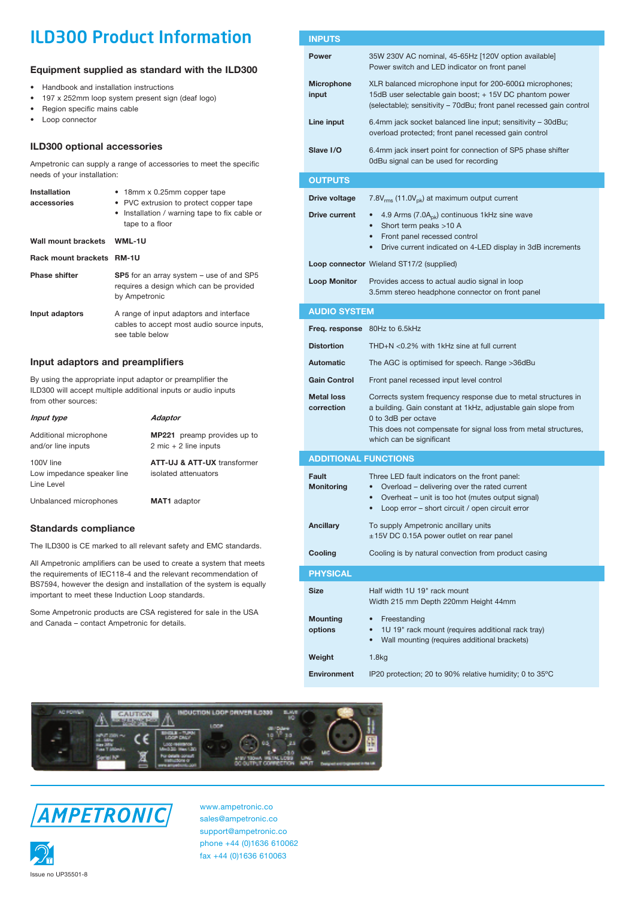# ILD300 Product Information

### Equipment supplied as standard with the ILD300

- Handbook and installation instructions
- 197 x 252mm loop system present sign (deaf logo)
- Region specific mains cable
- Loop connector

### ILD300 optional accessories

Ampetronic can supply a range of accessories to meet the specific needs of your installation:

| | |
|---|---|
| **Installation accessories** | • 18mm x 0.25mm copper tape<br>• PVC extrusion to protect copper tape<br>• Installation / warning tape to fix cable or tape to a floor |
| **Wall mount brackets** | **WML-1U** |
| **Rack mount brackets** | **RM-1U** |
| **Phase shifter** | **SP5** for an array system – use of and SP5 requires a design which can be provided by Ampetronic |
| **Input adaptors** | A range of input adaptors and interface cables to accept most audio source inputs, see table below |

### Input adaptors and preamplifiers

By using the appropriate input adaptor or preamplifier the ILD300 will accept multiple additional inputs or audio inputs from other sources:

| *Input type* | *Adaptor* |
|---|---|
| Additional microphone and/or line inputs | **MP221** preamp provides up to 2 mic + 2 line inputs |
| 100V line<br>Low impedance speaker line<br>Line Level | **ATT-UJ & ATT-UX** transformer isolated attenuators |
| Unbalanced microphones | **MAT1** adaptor |

### Standards compliance

The ILD300 is CE marked to all relevant safety and EMC standards.

All Ampetronic amplifiers can be used to create a system that meets the requirements of IEC118-4 and the relevant recommendation of BS7594, however the design and installation of the system is equally important to meet these Induction Loop standards.

Some Ampetronic products are CSA registered for sale in the USA and Canada – contact Ampetronic for details.

## INPUTS

| | |
|---|---|
| **Power** | 35W 230V AC nominal, 45-65Hz [120V option available]<br>Power switch and LED indicator on front panel |
| **Microphone input** | XLR balanced microphone input for 200-600Ω microphones; 15dB user selectable gain boost; + 15V DC phantom power (selectable); sensitivity – 70dBu; front panel recessed gain control |
| **Line input** | 6.4mm jack socket balanced line input; sensitivity – 30dBu; overload protected; front panel recessed gain control |
| **Slave I/O** | 6.4mm jack insert point for connection of SP5 phase shifter<br>0dBu signal can be used for recording |

## OUTPUTS

| | |
|---|---|
| **Drive voltage** | $7.8V_{rms}$ ($11.0V_{pk}$) at maximum output current |
| **Drive current** | • 4.9 Arms ($7.0A_{pk}$) continuous 1kHz sine wave<br>• Short term peaks >10 A<br>• Front panel recessed control<br>• Drive current indicated on 4-LED display in 3dB increments |
| **Loop connector** | Wieland ST17/2 (supplied) |
| **Loop Monitor** | Provides access to actual audio signal in loop<br>3.5mm stereo headphone connector on front panel |

## AUDIO SYSTEM

| | |
|---|---|
| **Freq. response** | 80Hz to 6.5kHz |
| **Distortion** | THD+N <0.2% with 1kHz sine at full current |
| **Automatic** | The AGC is optimised for speech. Range >36dBu |
| **Gain Control** | Front panel recessed input level control |
| **Metal loss correction** | Corrects system frequency response due to metal structures in a building. Gain constant at 1kHz, adjustable gain slope from 0 to 3dB per octave<br>This does not compensate for signal loss from metal structures, which can be significant |

## ADDITIONAL FUNCTIONS

| | |
|---|---|
| **Fault Monitoring** | Three LED fault indicators on the front panel:<br>• Overload – delivering over the rated current<br>• Overheat – unit is too hot (mutes output signal)<br>• Loop error – short circuit / open circuit error |
| **Ancillary** | To supply Ampetronic ancillary units<br>±15V DC 0.15A power outlet on rear panel |
| **Cooling** | Cooling is by natural convection from product casing |

## PHYSICAL

| | |
|---|---|
| **Size** | Half width 1U 19" rack mount<br>Width 215 mm Depth 220mm Height 44mm |
| **Mounting options** | • Freestanding<br>• 1U 19" rack mount (requires additional rack tray)<br>• Wall mounting (requires additional brackets) |
| **Weight** | 1.8kg |
| **Environment** | IP20 protection; 20 to 90% relative humidity; 0 to 35°C |

AMPETRONIC

www.ampetronic.co
sales@ampetronic.co
support@ampetronic.co
phone +44 (0)1636 610062
fax +44 (0)1636 610063

Issue no UP35501-8